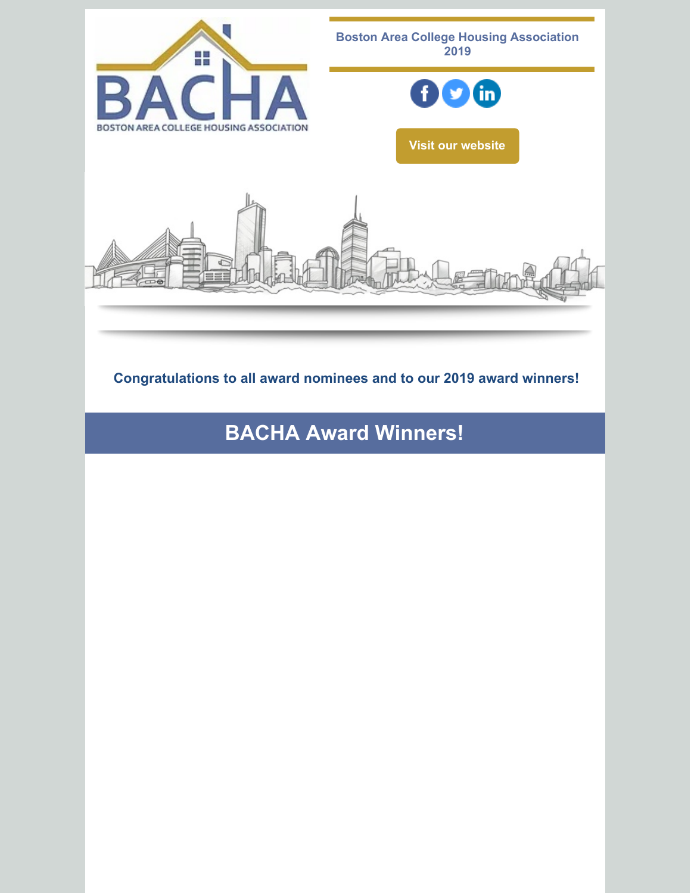Boston Area College Housing Association 2019

Visit our website

**Congratulations to all award nominees and to our 2019 award winners!**

## BACHA Award Winners!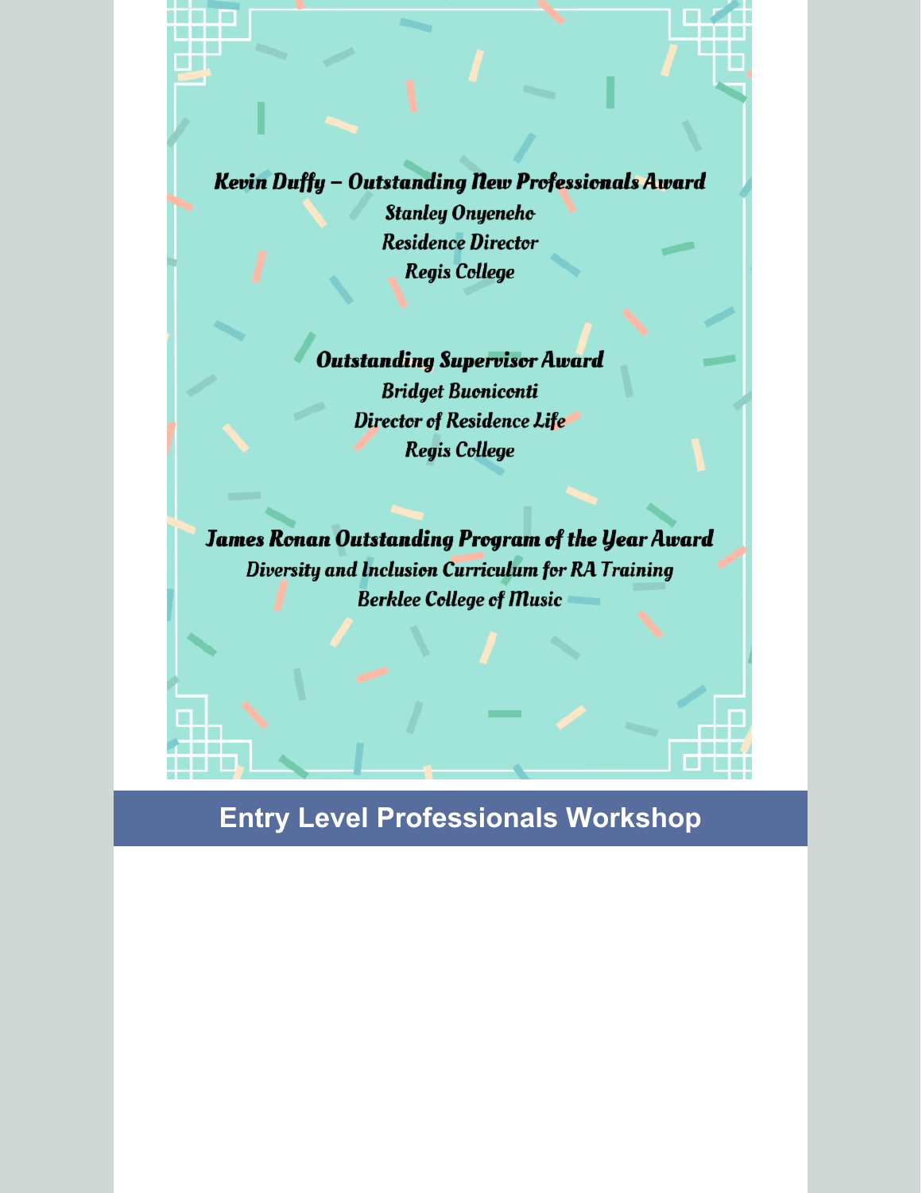**Kevin Duffy – Outstanding New Professionals Award**

Stanley Onyeneho
Residence Director
Regis College

**Outstanding Supervisor Award**

Bridget Buoniconti
Director of Residence Life
Regis College

**James Ronan Outstanding Program of the Year Award**

Diversity and Inclusion Curriculum for RA Training
Berklee College of Music

## Entry Level Professionals Workshop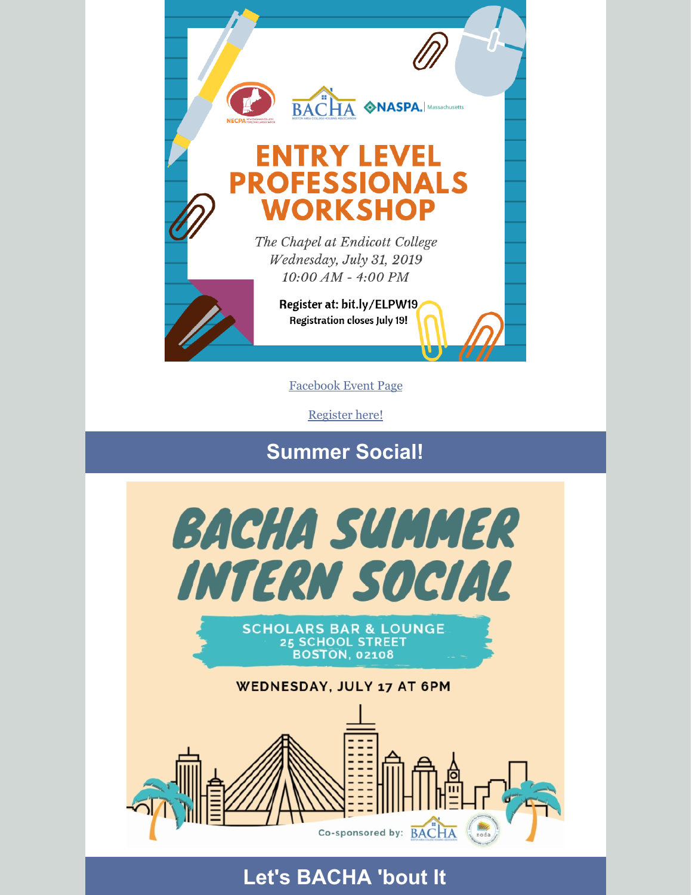NECPA BACHA NASPA Massachusetts

# ENTRY LEVEL PROFESSIONALS WORKSHOP

*The Chapel at Endicott College*
*Wednesday, July 31, 2019*
*10:00 AM - 4:00 PM*

**Register at: bit.ly/ELPW19**
**Registration closes July 19!**

[Facebook Event Page]

[Register here!]

## Summer Social!

# BACHA SUMMER INTERN SOCIAL

SCHOLARS BAR & LOUNGE
25 SCHOOL STREET
BOSTON, 02108

WEDNESDAY, JULY 17 AT 6PM

Co-sponsored by: BACHA noda

## Let's BACHA 'bout It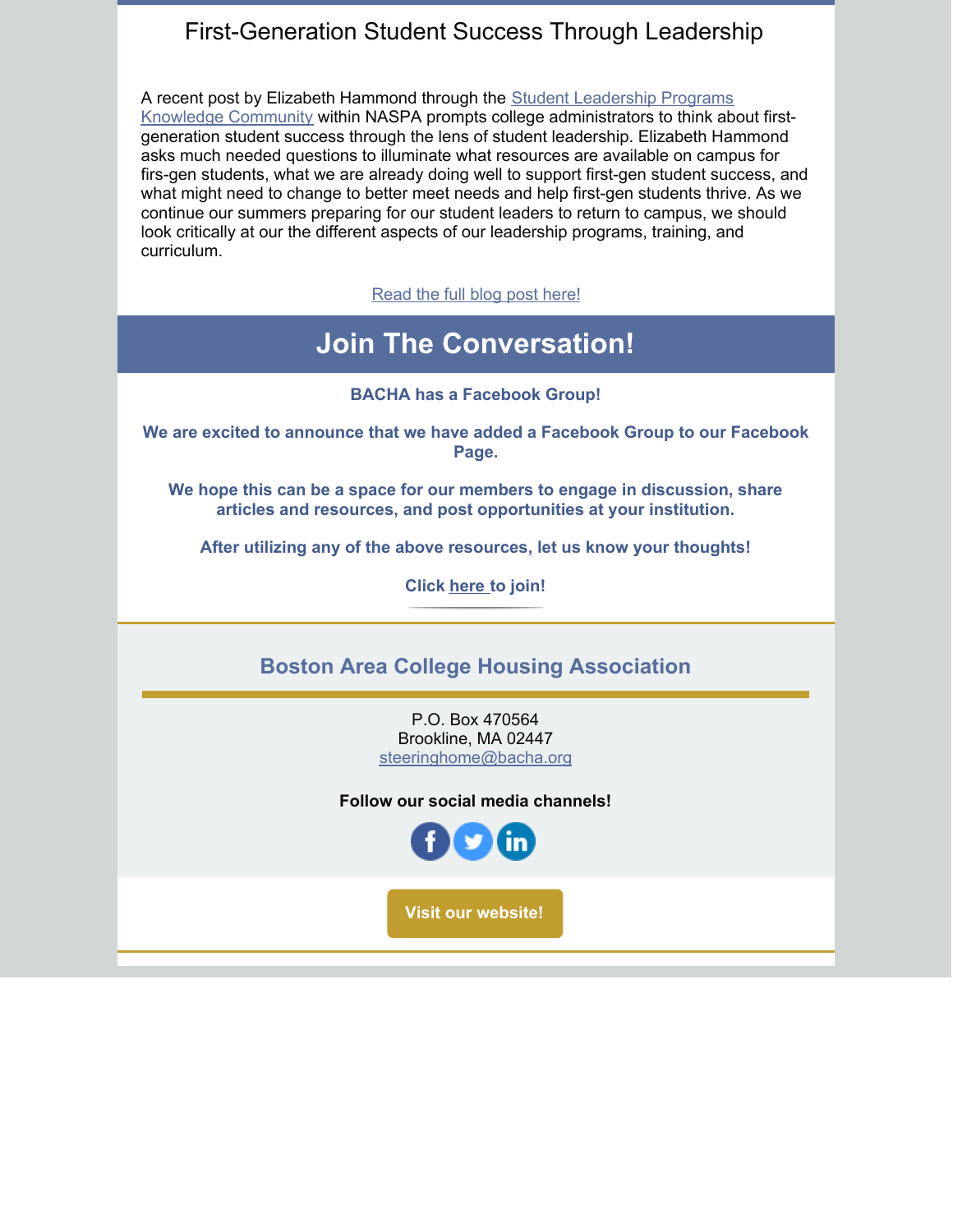## First-Generation Student Success Through Leadership

A recent post by Elizabeth Hammond through the Student Leadership Programs Knowledge Community within NASPA prompts college administrators to think about first-generation student success through the lens of student leadership. Elizabeth Hammond asks much needed questions to illuminate what resources are available on campus for firs-gen students, what we are already doing well to support first-gen student success, and what might need to change to better meet needs and help first-gen students thrive. As we continue our summers preparing for our student leaders to return to campus, we should look critically at our the different aspects of our leadership programs, training, and curriculum.

Read the full blog post here!

# Join The Conversation!

**BACHA has a Facebook Group!**

**We are excited to announce that we have added a Facebook Group to our Facebook Page.**

**We hope this can be a space for our members to engage in discussion, share articles and resources, and post opportunities at your institution.**

**After utilizing any of the above resources, let us know your thoughts!**

**Click here to join!**

## Boston Area College Housing Association

P.O. Box 470564
Brookline, MA 02447
steeringhome@bacha.org

**Follow our social media channels!**

**Visit our website!**